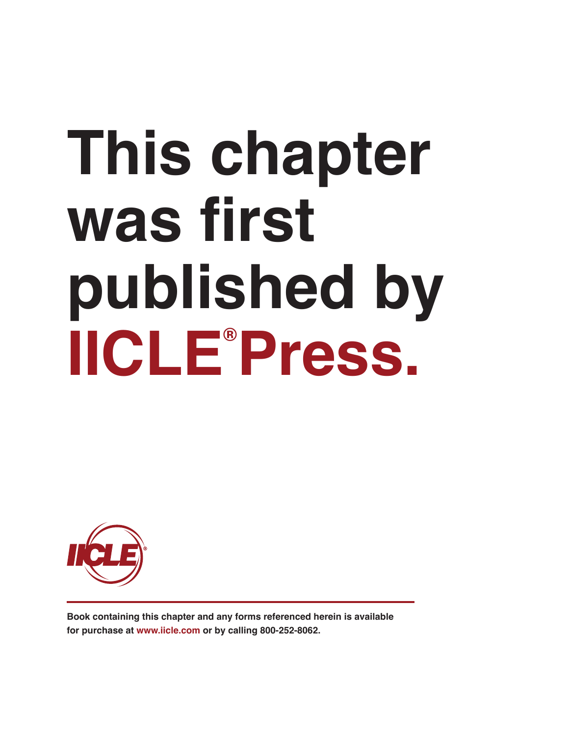# This chapter was first published by IICLE® Press.

Book containing this chapter and any forms referenced herein is available for purchase at www.iicle.com or by calling 800-252-8062.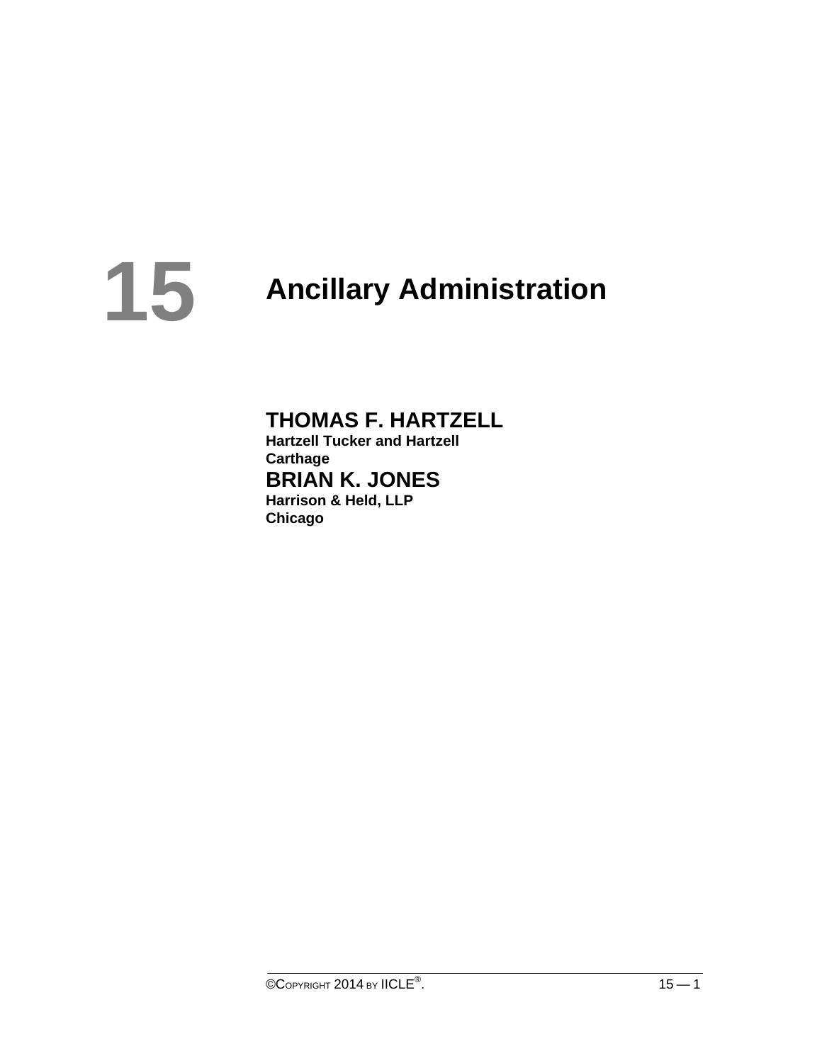# 15 Ancillary Administration

**THOMAS F. HARTZELL**
**Hartzell Tucker and Hartzell**
**Carthage**

**BRIAN K. JONES**
**Harrison & Held, LLP**
**Chicago**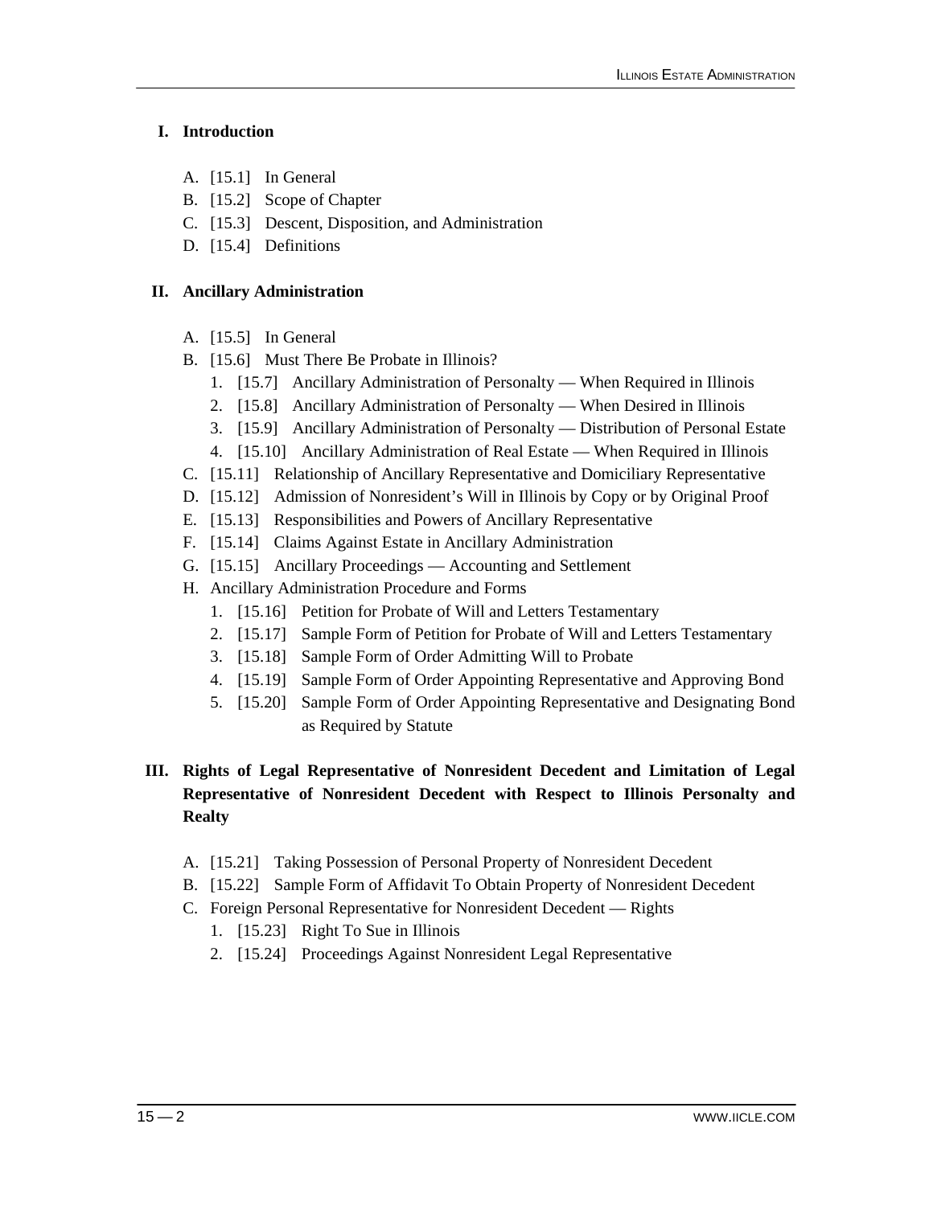## I. Introduction

A. [15.1] In General
B. [15.2] Scope of Chapter
C. [15.3] Descent, Disposition, and Administration
D. [15.4] Definitions

## II. Ancillary Administration

A. [15.5] In General
B. [15.6] Must There Be Probate in Illinois?
   1. [15.7] Ancillary Administration of Personalty — When Required in Illinois
   2. [15.8] Ancillary Administration of Personalty — When Desired in Illinois
   3. [15.9] Ancillary Administration of Personalty — Distribution of Personal Estate
   4. [15.10] Ancillary Administration of Real Estate — When Required in Illinois
C. [15.11] Relationship of Ancillary Representative and Domiciliary Representative
D. [15.12] Admission of Nonresident's Will in Illinois by Copy or by Original Proof
E. [15.13] Responsibilities and Powers of Ancillary Representative
F. [15.14] Claims Against Estate in Ancillary Administration
G. [15.15] Ancillary Proceedings — Accounting and Settlement
H. Ancillary Administration Procedure and Forms
   1. [15.16] Petition for Probate of Will and Letters Testamentary
   2. [15.17] Sample Form of Petition for Probate of Will and Letters Testamentary
   3. [15.18] Sample Form of Order Admitting Will to Probate
   4. [15.19] Sample Form of Order Appointing Representative and Approving Bond
   5. [15.20] Sample Form of Order Appointing Representative and Designating Bond as Required by Statute

## III. Rights of Legal Representative of Nonresident Decedent and Limitation of Legal Representative of Nonresident Decedent with Respect to Illinois Personalty and Realty

A. [15.21] Taking Possession of Personal Property of Nonresident Decedent
B. [15.22] Sample Form of Affidavit To Obtain Property of Nonresident Decedent
C. Foreign Personal Representative for Nonresident Decedent — Rights
   1. [15.23] Right To Sue in Illinois
   2. [15.24] Proceedings Against Nonresident Legal Representative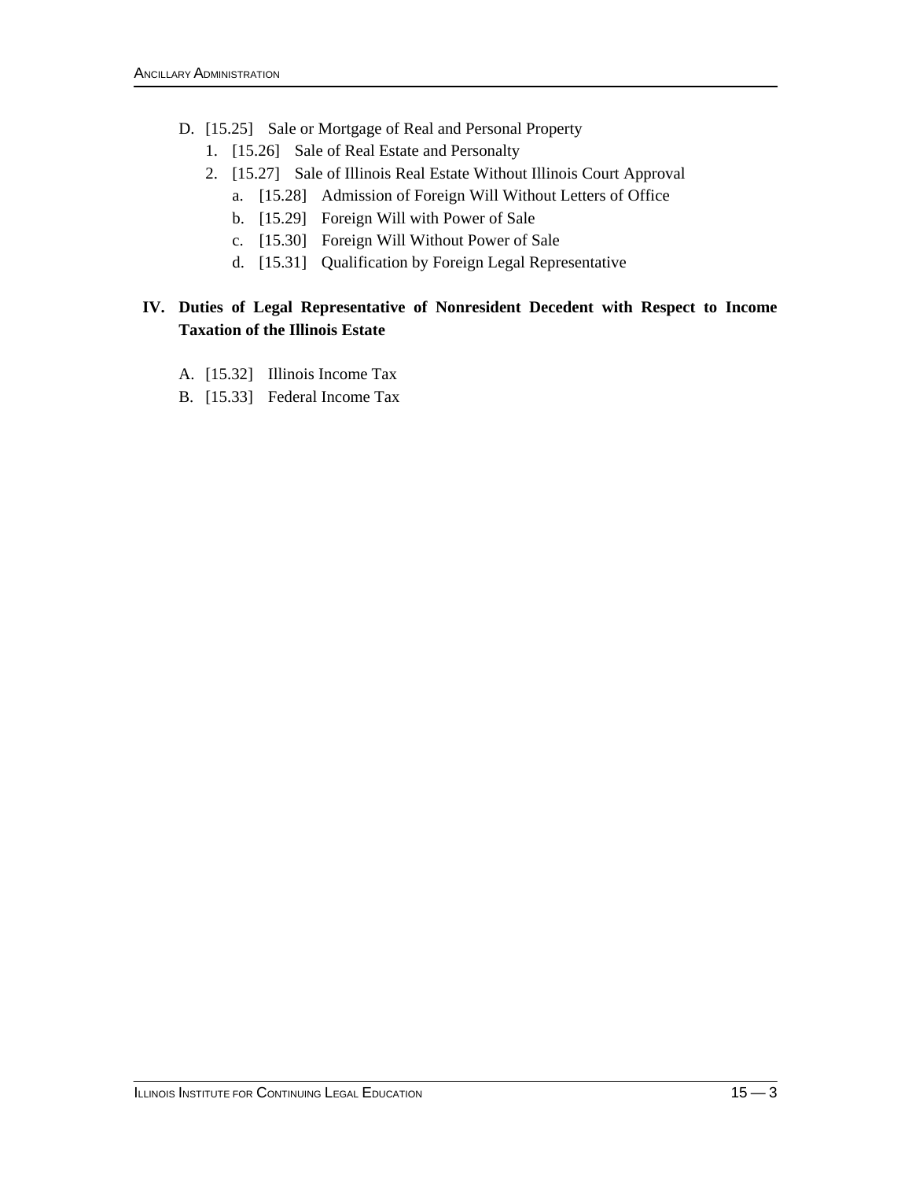D. [15.25] Sale or Mortgage of Real and Personal Property
   1. [15.26] Sale of Real Estate and Personalty
   2. [15.27] Sale of Illinois Real Estate Without Illinois Court Approval
      a. [15.28] Admission of Foreign Will Without Letters of Office
      b. [15.29] Foreign Will with Power of Sale
      c. [15.30] Foreign Will Without Power of Sale
      d. [15.31] Qualification by Foreign Legal Representative

**IV. Duties of Legal Representative of Nonresident Decedent with Respect to Income Taxation of the Illinois Estate**

A. [15.32] Illinois Income Tax
B. [15.33] Federal Income Tax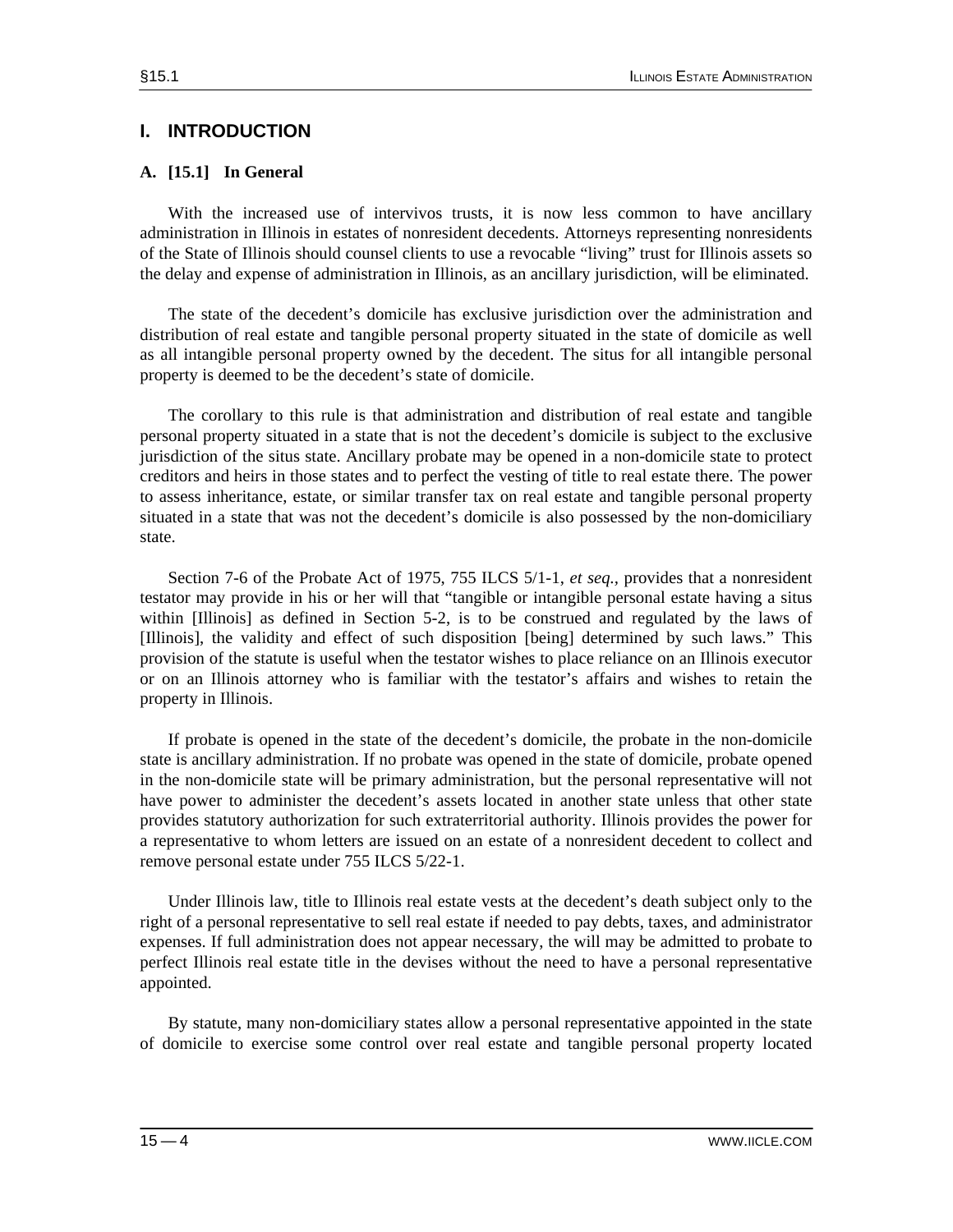## I. INTRODUCTION

### A. [15.1] In General

With the increased use of intervivos trusts, it is now less common to have ancillary administration in Illinois in estates of nonresident decedents. Attorneys representing nonresidents of the State of Illinois should counsel clients to use a revocable "living" trust for Illinois assets so the delay and expense of administration in Illinois, as an ancillary jurisdiction, will be eliminated.

The state of the decedent's domicile has exclusive jurisdiction over the administration and distribution of real estate and tangible personal property situated in the state of domicile as well as all intangible personal property owned by the decedent. The situs for all intangible personal property is deemed to be the decedent's state of domicile.

The corollary to this rule is that administration and distribution of real estate and tangible personal property situated in a state that is not the decedent's domicile is subject to the exclusive jurisdiction of the situs state. Ancillary probate may be opened in a non-domicile state to protect creditors and heirs in those states and to perfect the vesting of title to real estate there. The power to assess inheritance, estate, or similar transfer tax on real estate and tangible personal property situated in a state that was not the decedent's domicile is also possessed by the non-domiciliary state.

Section 7-6 of the Probate Act of 1975, 755 ILCS 5/1-1, *et seq.*, provides that a nonresident testator may provide in his or her will that "tangible or intangible personal estate having a situs within [Illinois] as defined in Section 5-2, is to be construed and regulated by the laws of [Illinois], the validity and effect of such disposition [being] determined by such laws." This provision of the statute is useful when the testator wishes to place reliance on an Illinois executor or on an Illinois attorney who is familiar with the testator's affairs and wishes to retain the property in Illinois.

If probate is opened in the state of the decedent's domicile, the probate in the non-domicile state is ancillary administration. If no probate was opened in the state of domicile, probate opened in the non-domicile state will be primary administration, but the personal representative will not have power to administer the decedent's assets located in another state unless that other state provides statutory authorization for such extraterritorial authority. Illinois provides the power for a representative to whom letters are issued on an estate of a nonresident decedent to collect and remove personal estate under 755 ILCS 5/22-1.

Under Illinois law, title to Illinois real estate vests at the decedent's death subject only to the right of a personal representative to sell real estate if needed to pay debts, taxes, and administrator expenses. If full administration does not appear necessary, the will may be admitted to probate to perfect Illinois real estate title in the devises without the need to have a personal representative appointed.

By statute, many non-domiciliary states allow a personal representative appointed in the state of domicile to exercise some control over real estate and tangible personal property located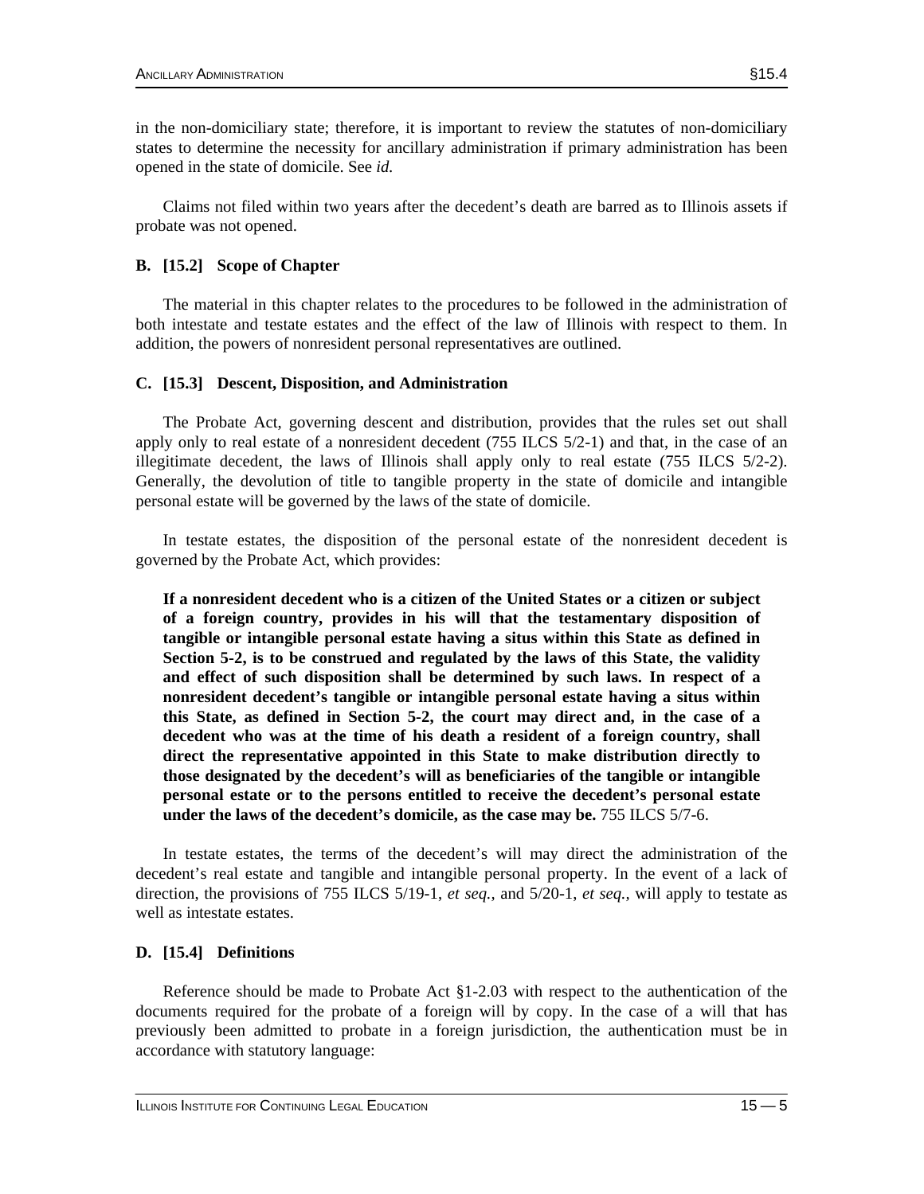in the non-domiciliary state; therefore, it is important to review the statutes of non-domiciliary states to determine the necessity for ancillary administration if primary administration has been opened in the state of domicile. See *id.*

Claims not filed within two years after the decedent's death are barred as to Illinois assets if probate was not opened.

### B. [15.2] Scope of Chapter

The material in this chapter relates to the procedures to be followed in the administration of both intestate and testate estates and the effect of the law of Illinois with respect to them. In addition, the powers of nonresident personal representatives are outlined.

### C. [15.3] Descent, Disposition, and Administration

The Probate Act, governing descent and distribution, provides that the rules set out shall apply only to real estate of a nonresident decedent (755 ILCS 5/2-1) and that, in the case of an illegitimate decedent, the laws of Illinois shall apply only to real estate (755 ILCS 5/2-2). Generally, the devolution of title to tangible property in the state of domicile and intangible personal estate will be governed by the laws of the state of domicile.

In testate estates, the disposition of the personal estate of the nonresident decedent is governed by the Probate Act, which provides:

> **If a nonresident decedent who is a citizen of the United States or a citizen or subject of a foreign country, provides in his will that the testamentary disposition of tangible or intangible personal estate having a situs within this State as defined in Section 5-2, is to be construed and regulated by the laws of this State, the validity and effect of such disposition shall be determined by such laws. In respect of a nonresident decedent's tangible or intangible personal estate having a situs within this State, as defined in Section 5-2, the court may direct and, in the case of a decedent who was at the time of his death a resident of a foreign country, shall direct the representative appointed in this State to make distribution directly to those designated by the decedent's will as beneficiaries of the tangible or intangible personal estate or to the persons entitled to receive the decedent's personal estate under the laws of the decedent's domicile, as the case may be.** 755 ILCS 5/7-6.

In testate estates, the terms of the decedent's will may direct the administration of the decedent's real estate and tangible and intangible personal property. In the event of a lack of direction, the provisions of 755 ILCS 5/19-1, *et seq.,* and 5/20-1, *et seq.,* will apply to testate as well as intestate estates.

### D. [15.4] Definitions

Reference should be made to Probate Act §1-2.03 with respect to the authentication of the documents required for the probate of a foreign will by copy. In the case of a will that has previously been admitted to probate in a foreign jurisdiction, the authentication must be in accordance with statutory language: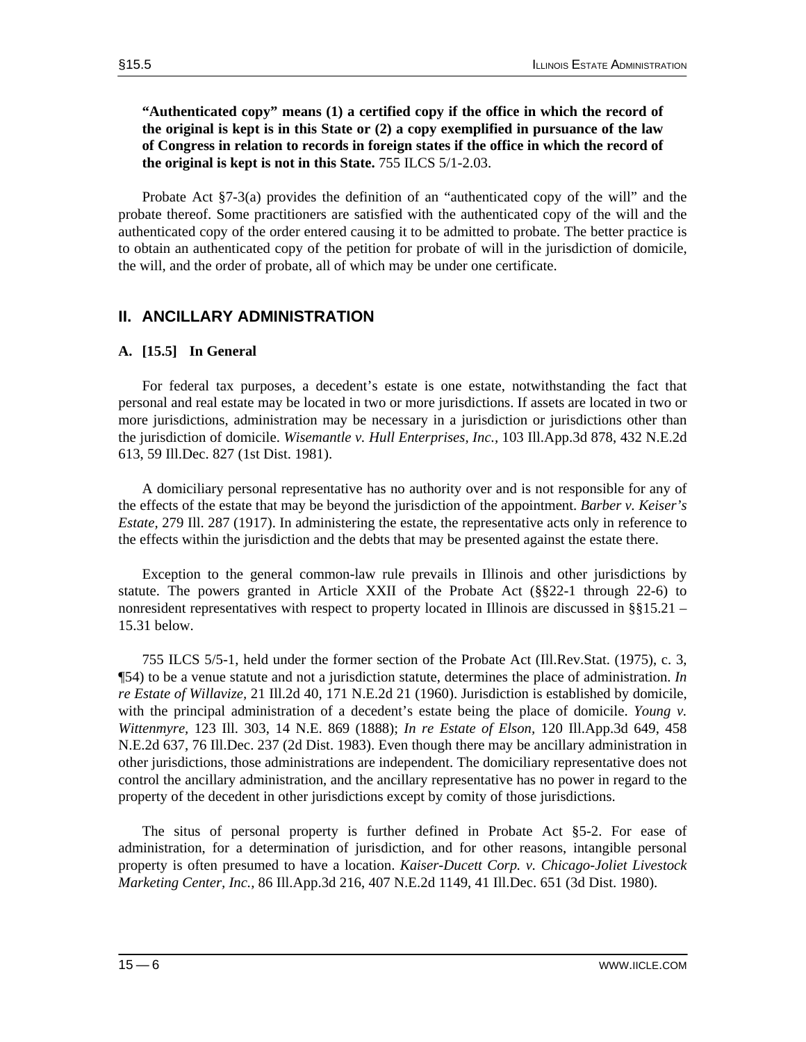**"Authenticated copy" means (1) a certified copy if the office in which the record of the original is kept is in this State or (2) a copy exemplified in pursuance of the law of Congress in relation to records in foreign states if the office in which the record of the original is kept is not in this State.** 755 ILCS 5/1-2.03.

Probate Act §7-3(a) provides the definition of an "authenticated copy of the will" and the probate thereof. Some practitioners are satisfied with the authenticated copy of the will and the authenticated copy of the order entered causing it to be admitted to probate. The better practice is to obtain an authenticated copy of the petition for probate of will in the jurisdiction of domicile, the will, and the order of probate, all of which may be under one certificate.

## II. ANCILLARY ADMINISTRATION

### A. [15.5] In General

For federal tax purposes, a decedent's estate is one estate, notwithstanding the fact that personal and real estate may be located in two or more jurisdictions. If assets are located in two or more jurisdictions, administration may be necessary in a jurisdiction or jurisdictions other than the jurisdiction of domicile. *Wisemantle v. Hull Enterprises, Inc.,* 103 Ill.App.3d 878, 432 N.E.2d 613, 59 Ill.Dec. 827 (1st Dist. 1981).

A domiciliary personal representative has no authority over and is not responsible for any of the effects of the estate that may be beyond the jurisdiction of the appointment. *Barber v. Keiser's Estate,* 279 Ill. 287 (1917). In administering the estate, the representative acts only in reference to the effects within the jurisdiction and the debts that may be presented against the estate there.

Exception to the general common-law rule prevails in Illinois and other jurisdictions by statute. The powers granted in Article XXII of the Probate Act (§§22-1 through 22-6) to nonresident representatives with respect to property located in Illinois are discussed in §§15.21 – 15.31 below.

755 ILCS 5/5-1, held under the former section of the Probate Act (Ill.Rev.Stat. (1975), c. 3, ¶54) to be a venue statute and not a jurisdiction statute, determines the place of administration. *In re Estate of Willavize,* 21 Ill.2d 40, 171 N.E.2d 21 (1960). Jurisdiction is established by domicile, with the principal administration of a decedent's estate being the place of domicile. *Young v. Wittenmyre,* 123 Ill. 303, 14 N.E. 869 (1888); *In re Estate of Elson,* 120 Ill.App.3d 649, 458 N.E.2d 637, 76 Ill.Dec. 237 (2d Dist. 1983). Even though there may be ancillary administration in other jurisdictions, those administrations are independent. The domiciliary representative does not control the ancillary administration, and the ancillary representative has no power in regard to the property of the decedent in other jurisdictions except by comity of those jurisdictions.

The situs of personal property is further defined in Probate Act §5-2. For ease of administration, for a determination of jurisdiction, and for other reasons, intangible personal property is often presumed to have a location. *Kaiser-Ducett Corp. v. Chicago-Joliet Livestock Marketing Center, Inc.,* 86 Ill.App.3d 216, 407 N.E.2d 1149, 41 Ill.Dec. 651 (3d Dist. 1980).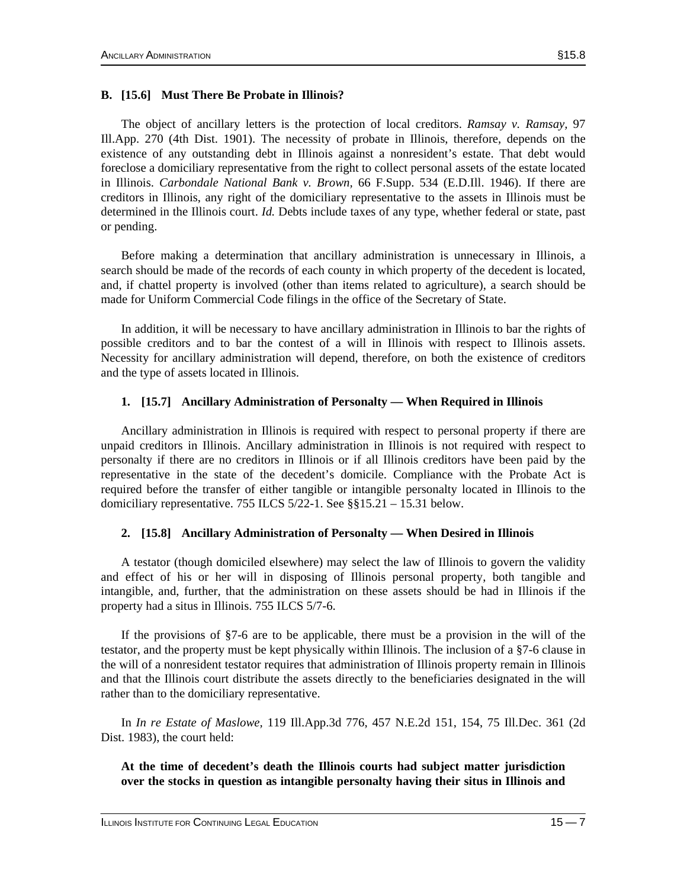### B. [15.6] Must There Be Probate in Illinois?

The object of ancillary letters is the protection of local creditors. *Ramsay v. Ramsay,* 97 Ill.App. 270 (4th Dist. 1901). The necessity of probate in Illinois, therefore, depends on the existence of any outstanding debt in Illinois against a nonresident's estate. That debt would foreclose a domiciliary representative from the right to collect personal assets of the estate located in Illinois. *Carbondale National Bank v. Brown,* 66 F.Supp. 534 (E.D.Ill. 1946). If there are creditors in Illinois, any right of the domiciliary representative to the assets in Illinois must be determined in the Illinois court. *Id.* Debts include taxes of any type, whether federal or state, past or pending.

Before making a determination that ancillary administration is unnecessary in Illinois, a search should be made of the records of each county in which property of the decedent is located, and, if chattel property is involved (other than items related to agriculture), a search should be made for Uniform Commercial Code filings in the office of the Secretary of State.

In addition, it will be necessary to have ancillary administration in Illinois to bar the rights of possible creditors and to bar the contest of a will in Illinois with respect to Illinois assets. Necessity for ancillary administration will depend, therefore, on both the existence of creditors and the type of assets located in Illinois.

#### 1. [15.7] Ancillary Administration of Personalty — When Required in Illinois

Ancillary administration in Illinois is required with respect to personal property if there are unpaid creditors in Illinois. Ancillary administration in Illinois is not required with respect to personalty if there are no creditors in Illinois or if all Illinois creditors have been paid by the representative in the state of the decedent's domicile. Compliance with the Probate Act is required before the transfer of either tangible or intangible personalty located in Illinois to the domiciliary representative. 755 ILCS 5/22-1. See §§15.21 – 15.31 below.

#### 2. [15.8] Ancillary Administration of Personalty — When Desired in Illinois

A testator (though domiciled elsewhere) may select the law of Illinois to govern the validity and effect of his or her will in disposing of Illinois personal property, both tangible and intangible, and, further, that the administration on these assets should be had in Illinois if the property had a situs in Illinois. 755 ILCS 5/7-6.

If the provisions of §7-6 are to be applicable, there must be a provision in the will of the testator, and the property must be kept physically within Illinois. The inclusion of a §7-6 clause in the will of a nonresident testator requires that administration of Illinois property remain in Illinois and that the Illinois court distribute the assets directly to the beneficiaries designated in the will rather than to the domiciliary representative.

In *In re Estate of Maslowe,* 119 Ill.App.3d 776, 457 N.E.2d 151, 154, 75 Ill.Dec. 361 (2d Dist. 1983), the court held:

**At the time of decedent's death the Illinois courts had subject matter jurisdiction over the stocks in question as intangible personalty having their situs in Illinois and**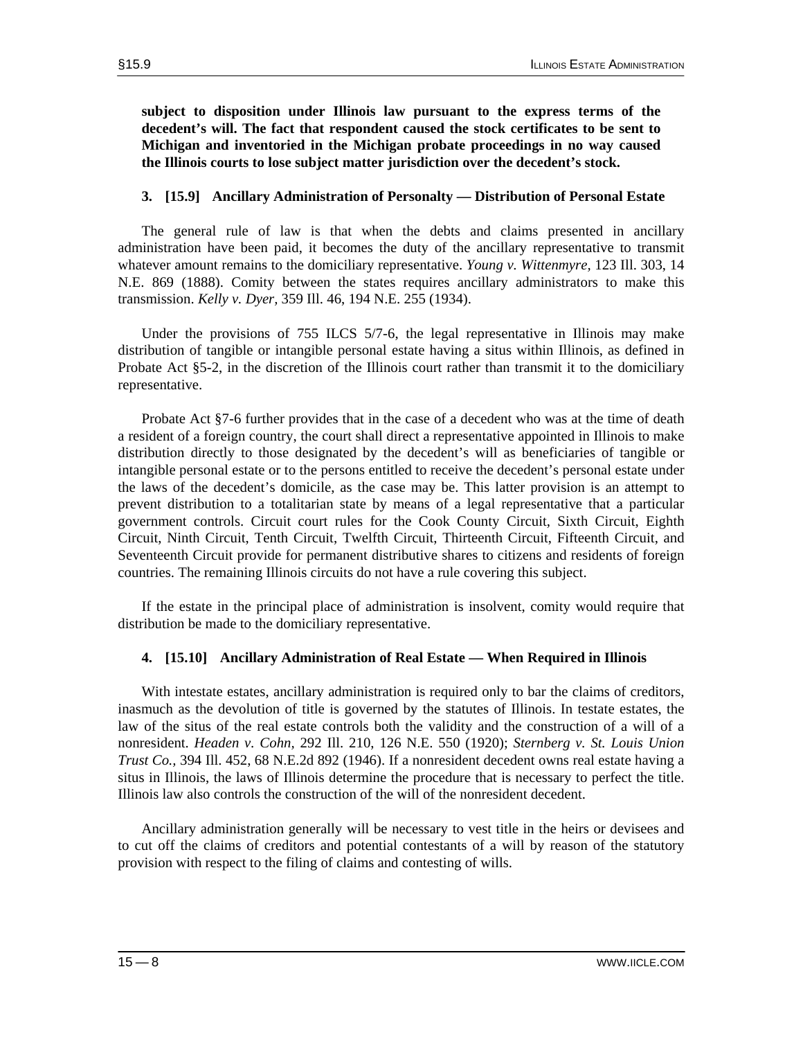**subject to disposition under Illinois law pursuant to the express terms of the decedent's will. The fact that respondent caused the stock certificates to be sent to Michigan and inventoried in the Michigan probate proceedings in no way caused the Illinois courts to lose subject matter jurisdiction over the decedent's stock.**

### 3. [15.9] Ancillary Administration of Personalty — Distribution of Personal Estate

The general rule of law is that when the debts and claims presented in ancillary administration have been paid, it becomes the duty of the ancillary representative to transmit whatever amount remains to the domiciliary representative. *Young v. Wittenmyre,* 123 Ill. 303, 14 N.E. 869 (1888). Comity between the states requires ancillary administrators to make this transmission. *Kelly v. Dyer,* 359 Ill. 46, 194 N.E. 255 (1934).

Under the provisions of 755 ILCS 5/7-6, the legal representative in Illinois may make distribution of tangible or intangible personal estate having a situs within Illinois, as defined in Probate Act §5-2, in the discretion of the Illinois court rather than transmit it to the domiciliary representative.

Probate Act §7-6 further provides that in the case of a decedent who was at the time of death a resident of a foreign country, the court shall direct a representative appointed in Illinois to make distribution directly to those designated by the decedent's will as beneficiaries of tangible or intangible personal estate or to the persons entitled to receive the decedent's personal estate under the laws of the decedent's domicile, as the case may be. This latter provision is an attempt to prevent distribution to a totalitarian state by means of a legal representative that a particular government controls. Circuit court rules for the Cook County Circuit, Sixth Circuit, Eighth Circuit, Ninth Circuit, Tenth Circuit, Twelfth Circuit, Thirteenth Circuit, Fifteenth Circuit, and Seventeenth Circuit provide for permanent distributive shares to citizens and residents of foreign countries. The remaining Illinois circuits do not have a rule covering this subject.

If the estate in the principal place of administration is insolvent, comity would require that distribution be made to the domiciliary representative.

### 4. [15.10] Ancillary Administration of Real Estate — When Required in Illinois

With intestate estates, ancillary administration is required only to bar the claims of creditors, inasmuch as the devolution of title is governed by the statutes of Illinois. In testate estates, the law of the situs of the real estate controls both the validity and the construction of a will of a nonresident. *Headen v. Cohn,* 292 Ill. 210, 126 N.E. 550 (1920); *Sternberg v. St. Louis Union Trust Co.,* 394 Ill. 452, 68 N.E.2d 892 (1946). If a nonresident decedent owns real estate having a situs in Illinois, the laws of Illinois determine the procedure that is necessary to perfect the title. Illinois law also controls the construction of the will of the nonresident decedent.

Ancillary administration generally will be necessary to vest title in the heirs or devisees and to cut off the claims of creditors and potential contestants of a will by reason of the statutory provision with respect to the filing of claims and contesting of wills.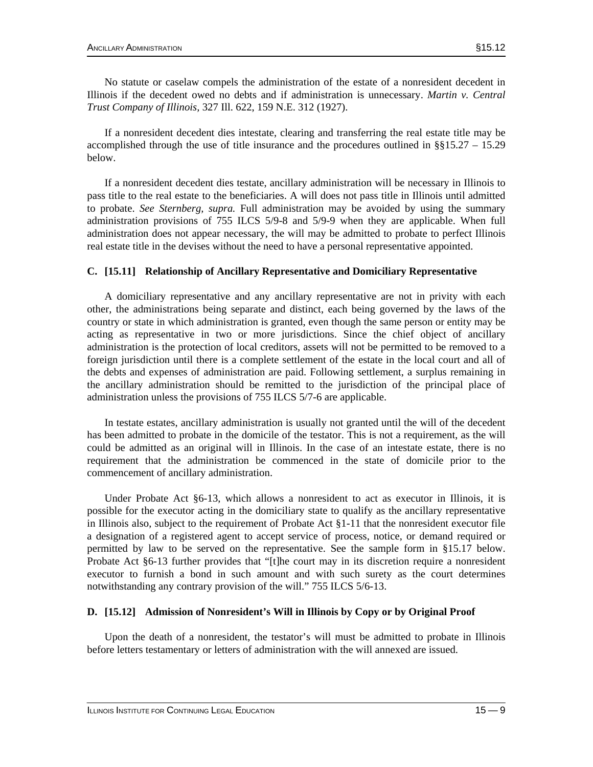No statute or caselaw compels the administration of the estate of a nonresident decedent in Illinois if the decedent owed no debts and if administration is unnecessary. *Martin v. Central Trust Company of Illinois,* 327 Ill. 622, 159 N.E. 312 (1927).

If a nonresident decedent dies intestate, clearing and transferring the real estate title may be accomplished through the use of title insurance and the procedures outlined in §§15.27 – 15.29 below.

If a nonresident decedent dies testate, ancillary administration will be necessary in Illinois to pass title to the real estate to the beneficiaries. A will does not pass title in Illinois until admitted to probate. *See Sternberg, supra.* Full administration may be avoided by using the summary administration provisions of 755 ILCS 5/9-8 and 5/9-9 when they are applicable. When full administration does not appear necessary, the will may be admitted to probate to perfect Illinois real estate title in the devises without the need to have a personal representative appointed.

### C. [15.11] Relationship of Ancillary Representative and Domiciliary Representative

A domiciliary representative and any ancillary representative are not in privity with each other, the administrations being separate and distinct, each being governed by the laws of the country or state in which administration is granted, even though the same person or entity may be acting as representative in two or more jurisdictions. Since the chief object of ancillary administration is the protection of local creditors, assets will not be permitted to be removed to a foreign jurisdiction until there is a complete settlement of the estate in the local court and all of the debts and expenses of administration are paid. Following settlement, a surplus remaining in the ancillary administration should be remitted to the jurisdiction of the principal place of administration unless the provisions of 755 ILCS 5/7-6 are applicable.

In testate estates, ancillary administration is usually not granted until the will of the decedent has been admitted to probate in the domicile of the testator. This is not a requirement, as the will could be admitted as an original will in Illinois. In the case of an intestate estate, there is no requirement that the administration be commenced in the state of domicile prior to the commencement of ancillary administration.

Under Probate Act §6-13, which allows a nonresident to act as executor in Illinois, it is possible for the executor acting in the domiciliary state to qualify as the ancillary representative in Illinois also, subject to the requirement of Probate Act §1-11 that the nonresident executor file a designation of a registered agent to accept service of process, notice, or demand required or permitted by law to be served on the representative. See the sample form in §15.17 below. Probate Act §6-13 further provides that "[t]he court may in its discretion require a nonresident executor to furnish a bond in such amount and with such surety as the court determines notwithstanding any contrary provision of the will." 755 ILCS 5/6-13.

### D. [15.12] Admission of Nonresident's Will in Illinois by Copy or by Original Proof

Upon the death of a nonresident, the testator's will must be admitted to probate in Illinois before letters testamentary or letters of administration with the will annexed are issued.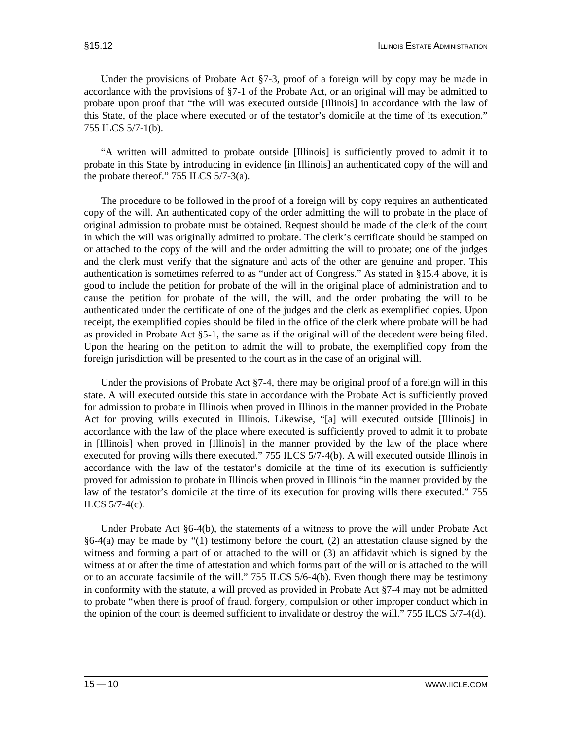Under the provisions of Probate Act §7-3, proof of a foreign will by copy may be made in accordance with the provisions of §7-1 of the Probate Act, or an original will may be admitted to probate upon proof that "the will was executed outside [Illinois] in accordance with the law of this State, of the place where executed or of the testator's domicile at the time of its execution." 755 ILCS 5/7-1(b).

"A written will admitted to probate outside [Illinois] is sufficiently proved to admit it to probate in this State by introducing in evidence [in Illinois] an authenticated copy of the will and the probate thereof." 755 ILCS 5/7-3(a).

The procedure to be followed in the proof of a foreign will by copy requires an authenticated copy of the will. An authenticated copy of the order admitting the will to probate in the place of original admission to probate must be obtained. Request should be made of the clerk of the court in which the will was originally admitted to probate. The clerk's certificate should be stamped on or attached to the copy of the will and the order admitting the will to probate; one of the judges and the clerk must verify that the signature and acts of the other are genuine and proper. This authentication is sometimes referred to as "under act of Congress." As stated in §15.4 above, it is good to include the petition for probate of the will in the original place of administration and to cause the petition for probate of the will, the will, and the order probating the will to be authenticated under the certificate of one of the judges and the clerk as exemplified copies. Upon receipt, the exemplified copies should be filed in the office of the clerk where probate will be had as provided in Probate Act §5-1, the same as if the original will of the decedent were being filed. Upon the hearing on the petition to admit the will to probate, the exemplified copy from the foreign jurisdiction will be presented to the court as in the case of an original will.

Under the provisions of Probate Act §7-4, there may be original proof of a foreign will in this state. A will executed outside this state in accordance with the Probate Act is sufficiently proved for admission to probate in Illinois when proved in Illinois in the manner provided in the Probate Act for proving wills executed in Illinois. Likewise, "[a] will executed outside [Illinois] in accordance with the law of the place where executed is sufficiently proved to admit it to probate in [Illinois] when proved in [Illinois] in the manner provided by the law of the place where executed for proving wills there executed." 755 ILCS 5/7-4(b). A will executed outside Illinois in accordance with the law of the testator's domicile at the time of its execution is sufficiently proved for admission to probate in Illinois when proved in Illinois "in the manner provided by the law of the testator's domicile at the time of its execution for proving wills there executed." 755 ILCS 5/7-4(c).

Under Probate Act §6-4(b), the statements of a witness to prove the will under Probate Act §6-4(a) may be made by "(1) testimony before the court, (2) an attestation clause signed by the witness and forming a part of or attached to the will or (3) an affidavit which is signed by the witness at or after the time of attestation and which forms part of the will or is attached to the will or to an accurate facsimile of the will." 755 ILCS 5/6-4(b). Even though there may be testimony in conformity with the statute, a will proved as provided in Probate Act §7-4 may not be admitted to probate "when there is proof of fraud, forgery, compulsion or other improper conduct which in the opinion of the court is deemed sufficient to invalidate or destroy the will." 755 ILCS 5/7-4(d).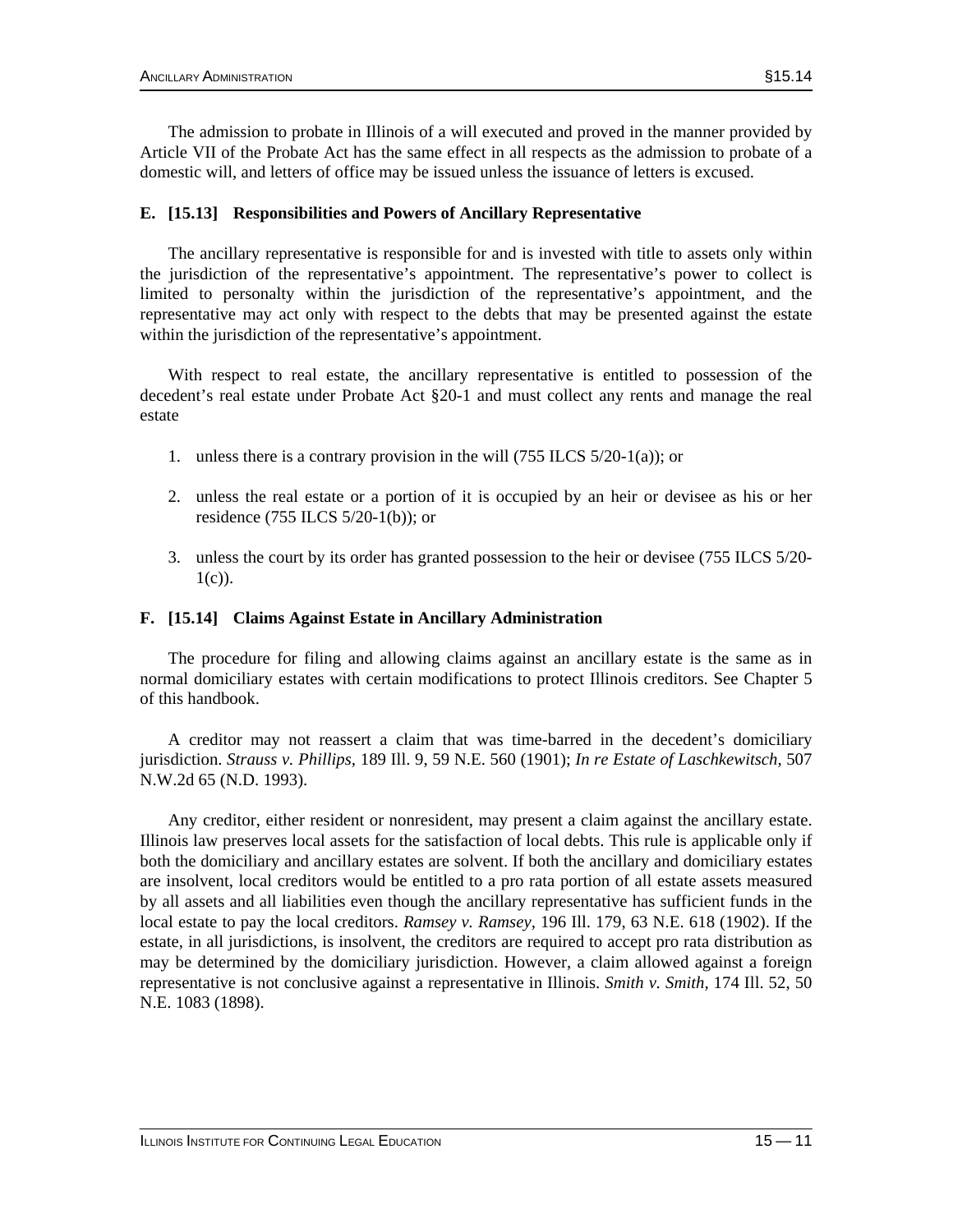The admission to probate in Illinois of a will executed and proved in the manner provided by Article VII of the Probate Act has the same effect in all respects as the admission to probate of a domestic will, and letters of office may be issued unless the issuance of letters is excused.

### E. [15.13] Responsibilities and Powers of Ancillary Representative

The ancillary representative is responsible for and is invested with title to assets only within the jurisdiction of the representative's appointment. The representative's power to collect is limited to personalty within the jurisdiction of the representative's appointment, and the representative may act only with respect to the debts that may be presented against the estate within the jurisdiction of the representative's appointment.

With respect to real estate, the ancillary representative is entitled to possession of the decedent's real estate under Probate Act §20-1 and must collect any rents and manage the real estate

1. unless there is a contrary provision in the will (755 ILCS 5/20-1(a)); or

2. unless the real estate or a portion of it is occupied by an heir or devisee as his or her residence (755 ILCS 5/20-1(b)); or

3. unless the court by its order has granted possession to the heir or devisee (755 ILCS 5/20-1(c)).

### F. [15.14] Claims Against Estate in Ancillary Administration

The procedure for filing and allowing claims against an ancillary estate is the same as in normal domiciliary estates with certain modifications to protect Illinois creditors. See Chapter 5 of this handbook.

A creditor may not reassert a claim that was time-barred in the decedent's domiciliary jurisdiction. *Strauss v. Phillips,* 189 Ill. 9, 59 N.E. 560 (1901); *In re Estate of Laschkewitsch,* 507 N.W.2d 65 (N.D. 1993).

Any creditor, either resident or nonresident, may present a claim against the ancillary estate. Illinois law preserves local assets for the satisfaction of local debts. This rule is applicable only if both the domiciliary and ancillary estates are solvent. If both the ancillary and domiciliary estates are insolvent, local creditors would be entitled to a pro rata portion of all estate assets measured by all assets and all liabilities even though the ancillary representative has sufficient funds in the local estate to pay the local creditors. *Ramsey v. Ramsey,* 196 Ill. 179, 63 N.E. 618 (1902). If the estate, in all jurisdictions, is insolvent, the creditors are required to accept pro rata distribution as may be determined by the domiciliary jurisdiction. However, a claim allowed against a foreign representative is not conclusive against a representative in Illinois. *Smith v. Smith,* 174 Ill. 52, 50 N.E. 1083 (1898).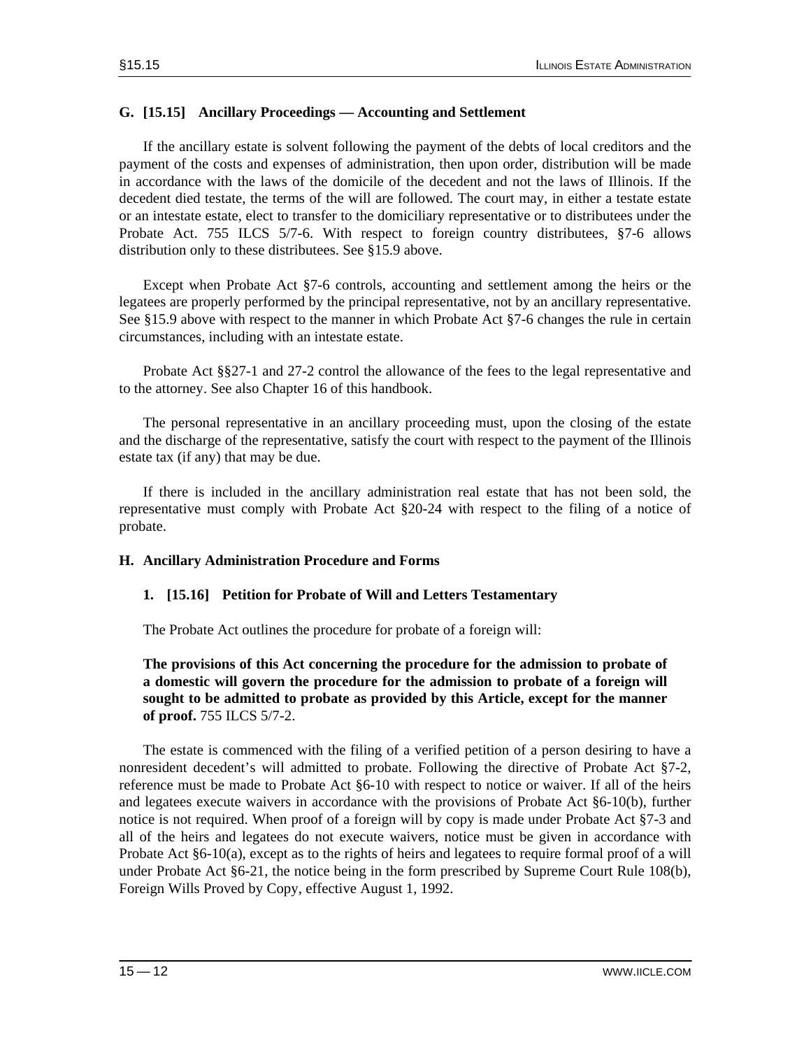## G. [15.15] Ancillary Proceedings — Accounting and Settlement

If the ancillary estate is solvent following the payment of the debts of local creditors and the payment of the costs and expenses of administration, then upon order, distribution will be made in accordance with the laws of the domicile of the decedent and not the laws of Illinois. If the decedent died testate, the terms of the will are followed. The court may, in either a testate estate or an intestate estate, elect to transfer to the domiciliary representative or to distributees under the Probate Act. 755 ILCS 5/7-6. With respect to foreign country distributees, §7-6 allows distribution only to these distributees. See §15.9 above.

Except when Probate Act §7-6 controls, accounting and settlement among the heirs or the legatees are properly performed by the principal representative, not by an ancillary representative. See §15.9 above with respect to the manner in which Probate Act §7-6 changes the rule in certain circumstances, including with an intestate estate.

Probate Act §§27-1 and 27-2 control the allowance of the fees to the legal representative and to the attorney. See also Chapter 16 of this handbook.

The personal representative in an ancillary proceeding must, upon the closing of the estate and the discharge of the representative, satisfy the court with respect to the payment of the Illinois estate tax (if any) that may be due.

If there is included in the ancillary administration real estate that has not been sold, the representative must comply with Probate Act §20-24 with respect to the filing of a notice of probate.

## H. Ancillary Administration Procedure and Forms

### 1. [15.16] Petition for Probate of Will and Letters Testamentary

The Probate Act outlines the procedure for probate of a foreign will:

> **The provisions of this Act concerning the procedure for the admission to probate of a domestic will govern the procedure for the admission to probate of a foreign will sought to be admitted to probate as provided by this Article, except for the manner of proof.** 755 ILCS 5/7-2.

The estate is commenced with the filing of a verified petition of a person desiring to have a nonresident decedent's will admitted to probate. Following the directive of Probate Act §7-2, reference must be made to Probate Act §6-10 with respect to notice or waiver. If all of the heirs and legatees execute waivers in accordance with the provisions of Probate Act §6-10(b), further notice is not required. When proof of a foreign will by copy is made under Probate Act §7-3 and all of the heirs and legatees do not execute waivers, notice must be given in accordance with Probate Act §6-10(a), except as to the rights of heirs and legatees to require formal proof of a will under Probate Act §6-21, the notice being in the form prescribed by Supreme Court Rule 108(b), Foreign Wills Proved by Copy, effective August 1, 1992.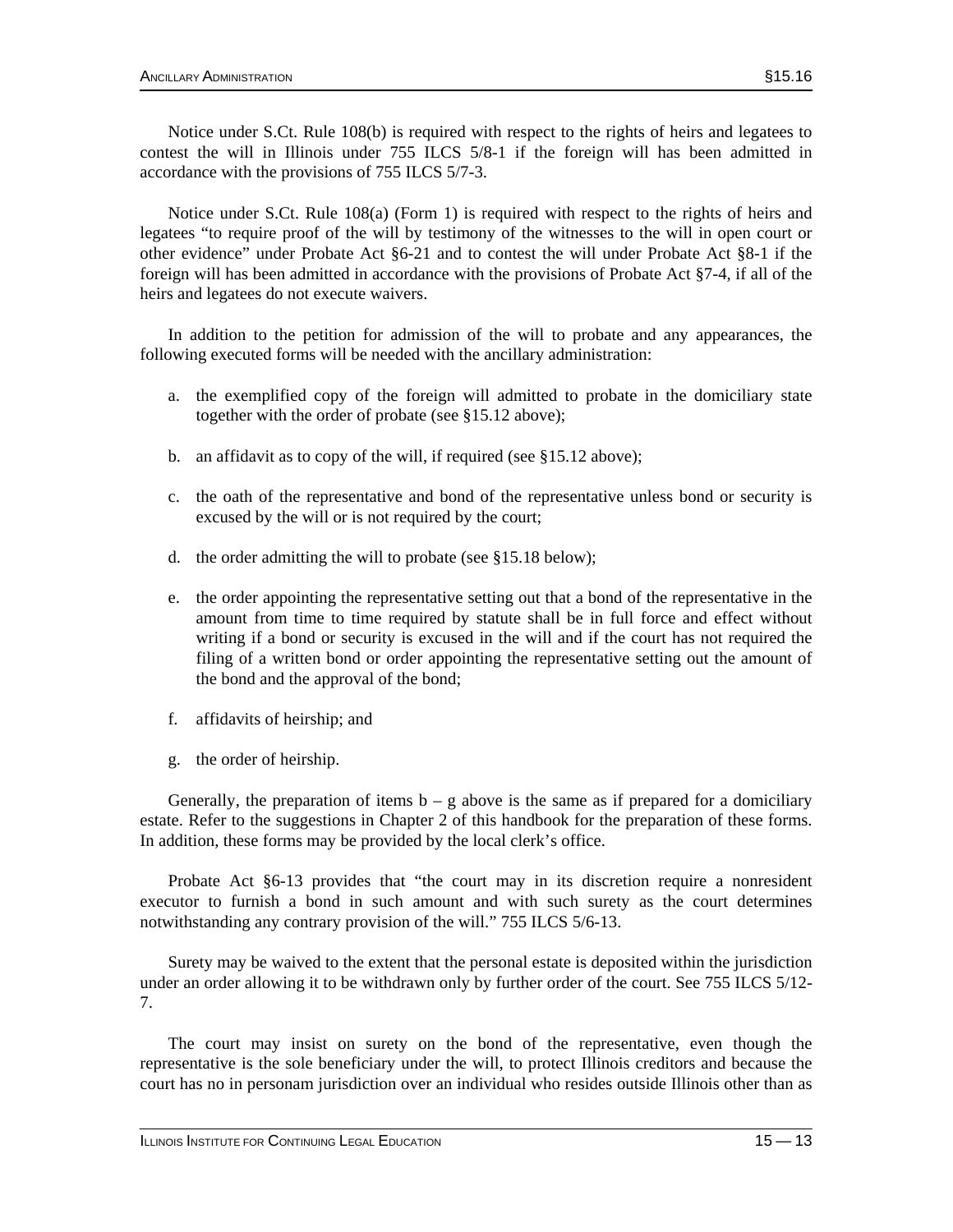Notice under S.Ct. Rule 108(b) is required with respect to the rights of heirs and legatees to contest the will in Illinois under 755 ILCS 5/8-1 if the foreign will has been admitted in accordance with the provisions of 755 ILCS 5/7-3.

Notice under S.Ct. Rule 108(a) (Form 1) is required with respect to the rights of heirs and legatees "to require proof of the will by testimony of the witnesses to the will in open court or other evidence" under Probate Act §6-21 and to contest the will under Probate Act §8-1 if the foreign will has been admitted in accordance with the provisions of Probate Act §7-4, if all of the heirs and legatees do not execute waivers.

In addition to the petition for admission of the will to probate and any appearances, the following executed forms will be needed with the ancillary administration:

a. the exemplified copy of the foreign will admitted to probate in the domiciliary state together with the order of probate (see §15.12 above);

b. an affidavit as to copy of the will, if required (see §15.12 above);

c. the oath of the representative and bond of the representative unless bond or security is excused by the will or is not required by the court;

d. the order admitting the will to probate (see §15.18 below);

e. the order appointing the representative setting out that a bond of the representative in the amount from time to time required by statute shall be in full force and effect without writing if a bond or security is excused in the will and if the court has not required the filing of a written bond or order appointing the representative setting out the amount of the bond and the approval of the bond;

f. affidavits of heirship; and

g. the order of heirship.

Generally, the preparation of items b – g above is the same as if prepared for a domiciliary estate. Refer to the suggestions in Chapter 2 of this handbook for the preparation of these forms. In addition, these forms may be provided by the local clerk's office.

Probate Act §6-13 provides that "the court may in its discretion require a nonresident executor to furnish a bond in such amount and with such surety as the court determines notwithstanding any contrary provision of the will." 755 ILCS 5/6-13.

Surety may be waived to the extent that the personal estate is deposited within the jurisdiction under an order allowing it to be withdrawn only by further order of the court. See 755 ILCS 5/12-7.

The court may insist on surety on the bond of the representative, even though the representative is the sole beneficiary under the will, to protect Illinois creditors and because the court has no in personam jurisdiction over an individual who resides outside Illinois other than as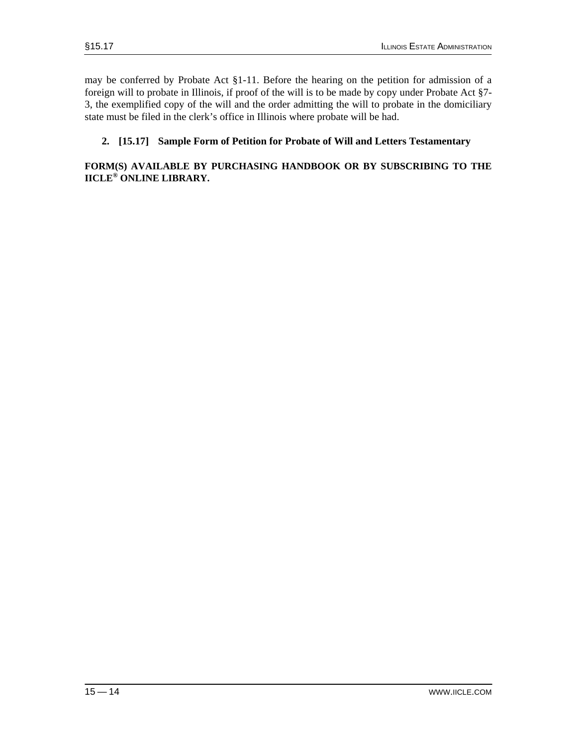may be conferred by Probate Act §1-11. Before the hearing on the petition for admission of a foreign will to probate in Illinois, if proof of the will is to be made by copy under Probate Act §7-3, the exemplified copy of the will and the order admitting the will to probate in the domiciliary state must be filed in the clerk's office in Illinois where probate will be had.

### 2. [15.17] Sample Form of Petition for Probate of Will and Letters Testamentary

**FORM(S) AVAILABLE BY PURCHASING HANDBOOK OR BY SUBSCRIBING TO THE IICLE® ONLINE LIBRARY.**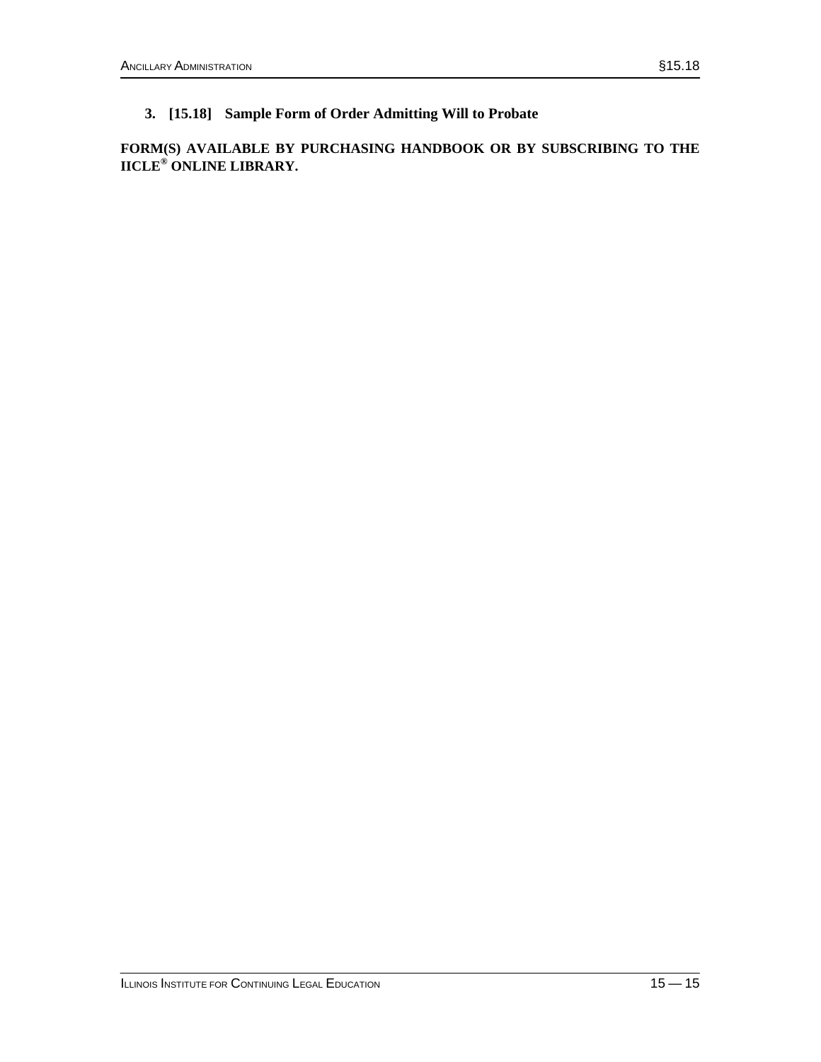### 3. [15.18] Sample Form of Order Admitting Will to Probate

**FORM(S) AVAILABLE BY PURCHASING HANDBOOK OR BY SUBSCRIBING TO THE IICLE® ONLINE LIBRARY.**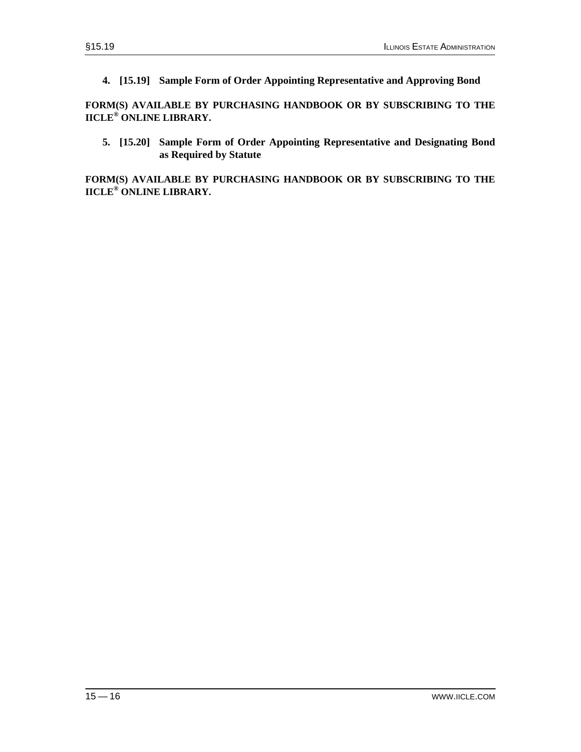**4. [15.19] Sample Form of Order Appointing Representative and Approving Bond**

**FORM(S) AVAILABLE BY PURCHASING HANDBOOK OR BY SUBSCRIBING TO THE IICLE® ONLINE LIBRARY.**

**5. [15.20] Sample Form of Order Appointing Representative and Designating Bond as Required by Statute**

**FORM(S) AVAILABLE BY PURCHASING HANDBOOK OR BY SUBSCRIBING TO THE IICLE® ONLINE LIBRARY.**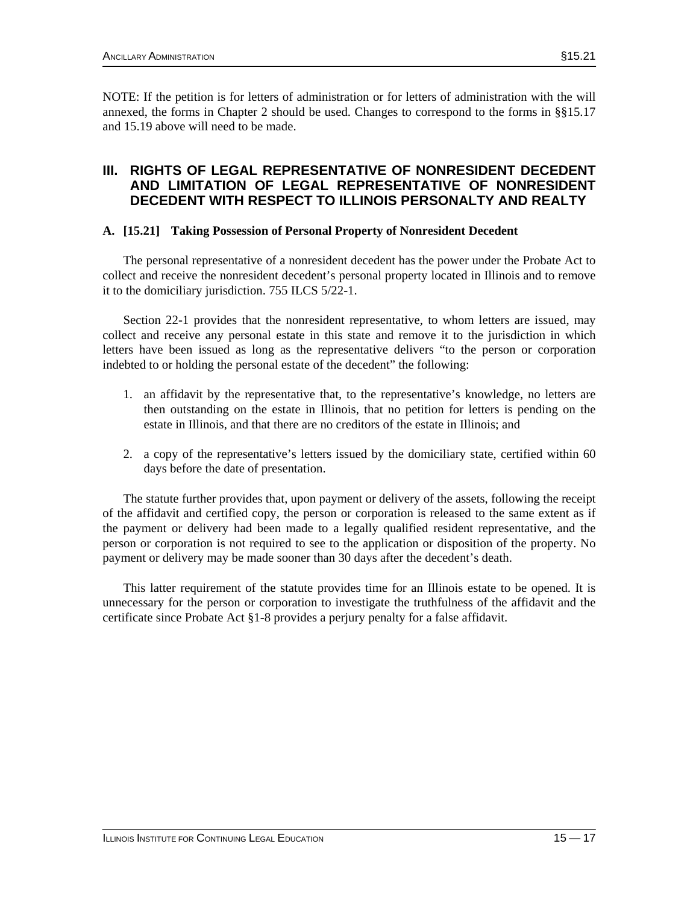NOTE: If the petition is for letters of administration or for letters of administration with the will annexed, the forms in Chapter 2 should be used. Changes to correspond to the forms in §§15.17 and 15.19 above will need to be made.

## III. RIGHTS OF LEGAL REPRESENTATIVE OF NONRESIDENT DECEDENT AND LIMITATION OF LEGAL REPRESENTATIVE OF NONRESIDENT DECEDENT WITH RESPECT TO ILLINOIS PERSONALTY AND REALTY

### A. [15.21] Taking Possession of Personal Property of Nonresident Decedent

The personal representative of a nonresident decedent has the power under the Probate Act to collect and receive the nonresident decedent's personal property located in Illinois and to remove it to the domiciliary jurisdiction. 755 ILCS 5/22-1.

Section 22-1 provides that the nonresident representative, to whom letters are issued, may collect and receive any personal estate in this state and remove it to the jurisdiction in which letters have been issued as long as the representative delivers "to the person or corporation indebted to or holding the personal estate of the decedent" the following:

1. an affidavit by the representative that, to the representative's knowledge, no letters are then outstanding on the estate in Illinois, that no petition for letters is pending on the estate in Illinois, and that there are no creditors of the estate in Illinois; and

2. a copy of the representative's letters issued by the domiciliary state, certified within 60 days before the date of presentation.

The statute further provides that, upon payment or delivery of the assets, following the receipt of the affidavit and certified copy, the person or corporation is released to the same extent as if the payment or delivery had been made to a legally qualified resident representative, and the person or corporation is not required to see to the application or disposition of the property. No payment or delivery may be made sooner than 30 days after the decedent's death.

This latter requirement of the statute provides time for an Illinois estate to be opened. It is unnecessary for the person or corporation to investigate the truthfulness of the affidavit and the certificate since Probate Act §1-8 provides a perjury penalty for a false affidavit.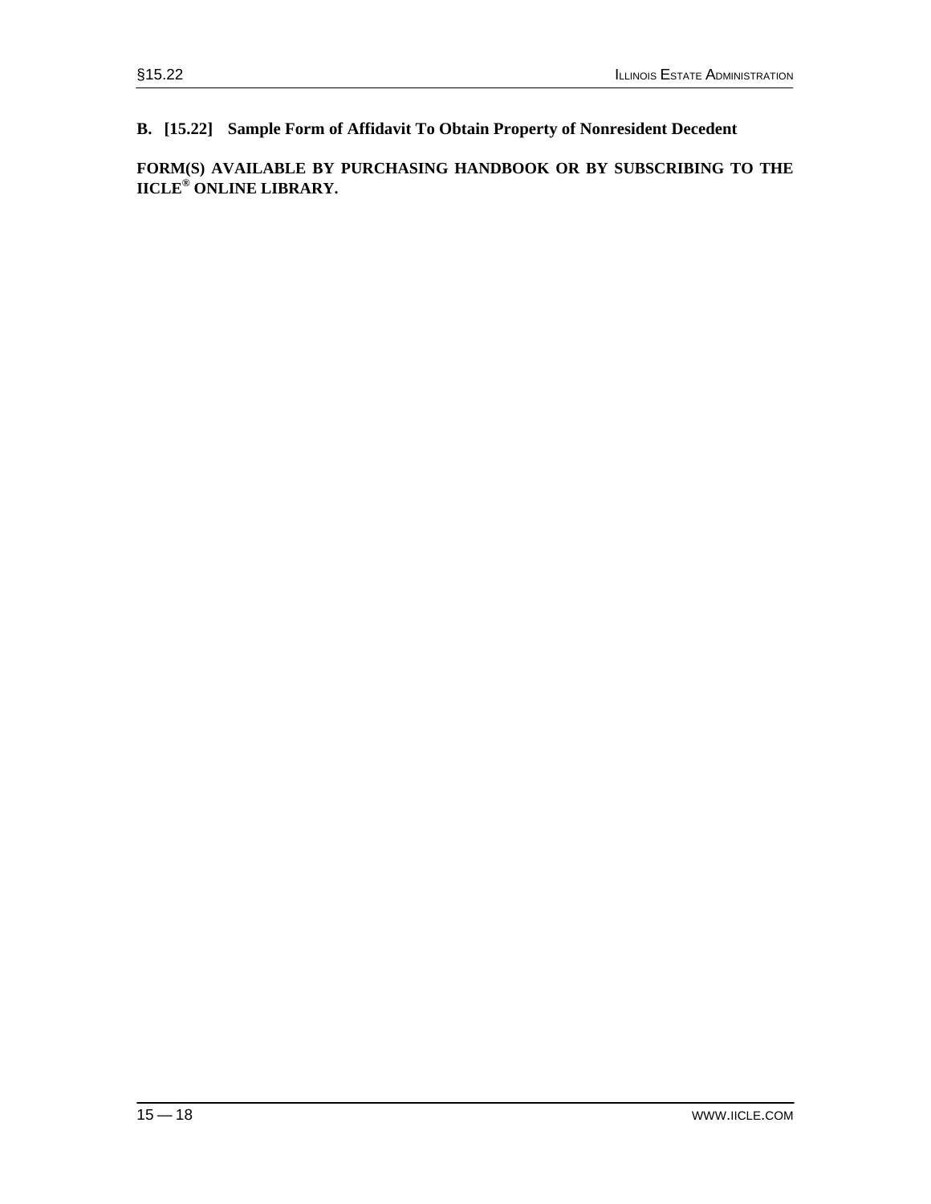### B. [15.22] Sample Form of Affidavit To Obtain Property of Nonresident Decedent

**FORM(S) AVAILABLE BY PURCHASING HANDBOOK OR BY SUBSCRIBING TO THE IICLE® ONLINE LIBRARY.**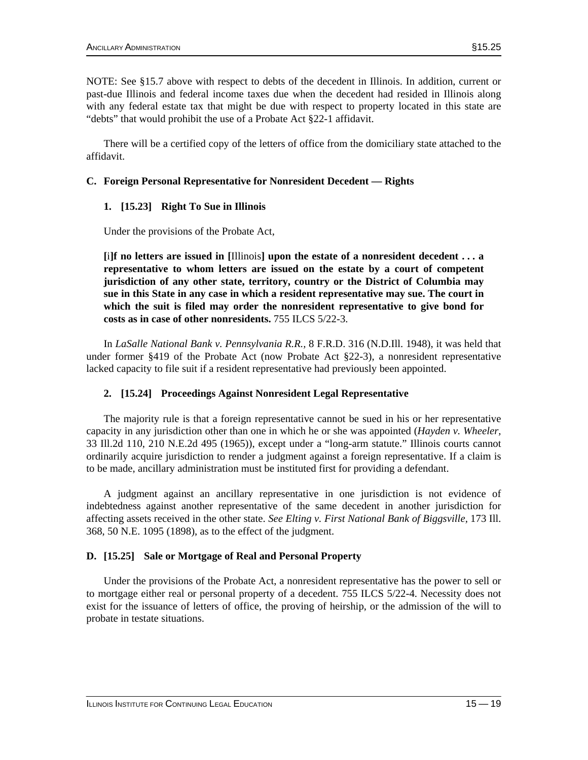NOTE: See §15.7 above with respect to debts of the decedent in Illinois. In addition, current or past-due Illinois and federal income taxes due when the decedent had resided in Illinois along with any federal estate tax that might be due with respect to property located in this state are "debts" that would prohibit the use of a Probate Act §22-1 affidavit.

There will be a certified copy of the letters of office from the domiciliary state attached to the affidavit.

### C. Foreign Personal Representative for Nonresident Decedent — Rights

#### 1. [15.23] Right To Sue in Illinois

Under the provisions of the Probate Act,

> **[**i**]f no letters are issued in [**Illinois**] upon the estate of a nonresident decedent . . . a representative to whom letters are issued on the estate by a court of competent jurisdiction of any other state, territory, country or the District of Columbia may sue in this State in any case in which a resident representative may sue. The court in which the suit is filed may order the nonresident representative to give bond for costs as in case of other nonresidents.** 755 ILCS 5/22-3.

In *LaSalle National Bank v. Pennsylvania R.R.,* 8 F.R.D. 316 (N.D.Ill. 1948), it was held that under former §419 of the Probate Act (now Probate Act §22-3), a nonresident representative lacked capacity to file suit if a resident representative had previously been appointed.

#### 2. [15.24] Proceedings Against Nonresident Legal Representative

The majority rule is that a foreign representative cannot be sued in his or her representative capacity in any jurisdiction other than one in which he or she was appointed (*Hayden v. Wheeler,* 33 Ill.2d 110, 210 N.E.2d 495 (1965)), except under a "long-arm statute." Illinois courts cannot ordinarily acquire jurisdiction to render a judgment against a foreign representative. If a claim is to be made, ancillary administration must be instituted first for providing a defendant.

A judgment against an ancillary representative in one jurisdiction is not evidence of indebtedness against another representative of the same decedent in another jurisdiction for affecting assets received in the other state. *See Elting v. First National Bank of Biggsville,* 173 Ill. 368, 50 N.E. 1095 (1898), as to the effect of the judgment.

### D. [15.25] Sale or Mortgage of Real and Personal Property

Under the provisions of the Probate Act, a nonresident representative has the power to sell or to mortgage either real or personal property of a decedent. 755 ILCS 5/22-4. Necessity does not exist for the issuance of letters of office, the proving of heirship, or the admission of the will to probate in testate situations.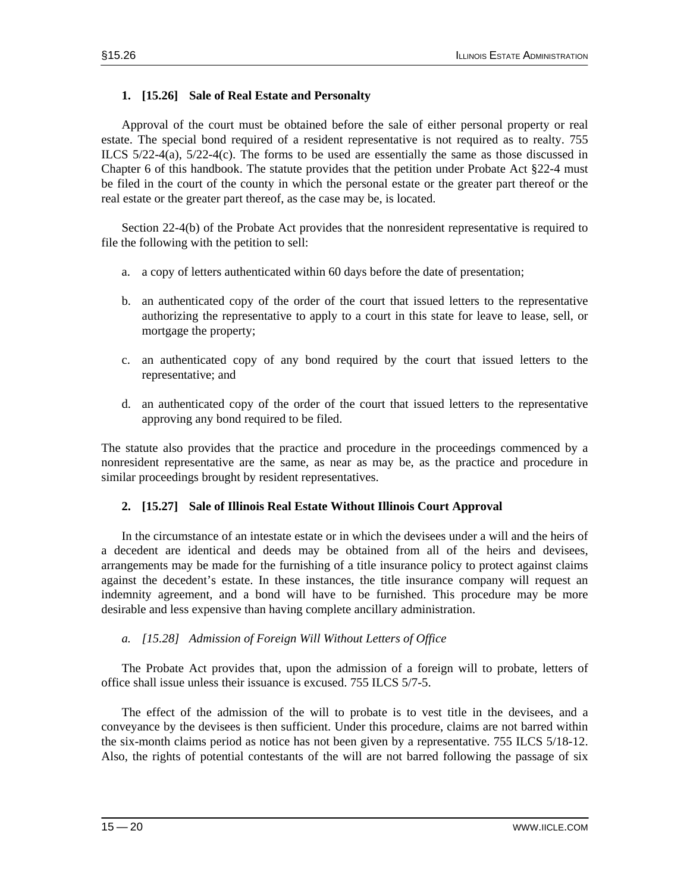### 1. [15.26] Sale of Real Estate and Personalty

Approval of the court must be obtained before the sale of either personal property or real estate. The special bond required of a resident representative is not required as to realty. 755 ILCS 5/22-4(a), 5/22-4(c). The forms to be used are essentially the same as those discussed in Chapter 6 of this handbook. The statute provides that the petition under Probate Act §22-4 must be filed in the court of the county in which the personal estate or the greater part thereof or the real estate or the greater part thereof, as the case may be, is located.

Section 22-4(b) of the Probate Act provides that the nonresident representative is required to file the following with the petition to sell:

a. a copy of letters authenticated within 60 days before the date of presentation;

b. an authenticated copy of the order of the court that issued letters to the representative authorizing the representative to apply to a court in this state for leave to lease, sell, or mortgage the property;

c. an authenticated copy of any bond required by the court that issued letters to the representative; and

d. an authenticated copy of the order of the court that issued letters to the representative approving any bond required to be filed.

The statute also provides that the practice and procedure in the proceedings commenced by a nonresident representative are the same, as near as may be, as the practice and procedure in similar proceedings brought by resident representatives.

### 2. [15.27] Sale of Illinois Real Estate Without Illinois Court Approval

In the circumstance of an intestate estate or in which the devisees under a will and the heirs of a decedent are identical and deeds may be obtained from all of the heirs and devisees, arrangements may be made for the furnishing of a title insurance policy to protect against claims against the decedent's estate. In these instances, the title insurance company will request an indemnity agreement, and a bond will have to be furnished. This procedure may be more desirable and less expensive than having complete ancillary administration.

#### *a. [15.28] Admission of Foreign Will Without Letters of Office*

The Probate Act provides that, upon the admission of a foreign will to probate, letters of office shall issue unless their issuance is excused. 755 ILCS 5/7-5.

The effect of the admission of the will to probate is to vest title in the devisees, and a conveyance by the devisees is then sufficient. Under this procedure, claims are not barred within the six-month claims period as notice has not been given by a representative. 755 ILCS 5/18-12. Also, the rights of potential contestants of the will are not barred following the passage of six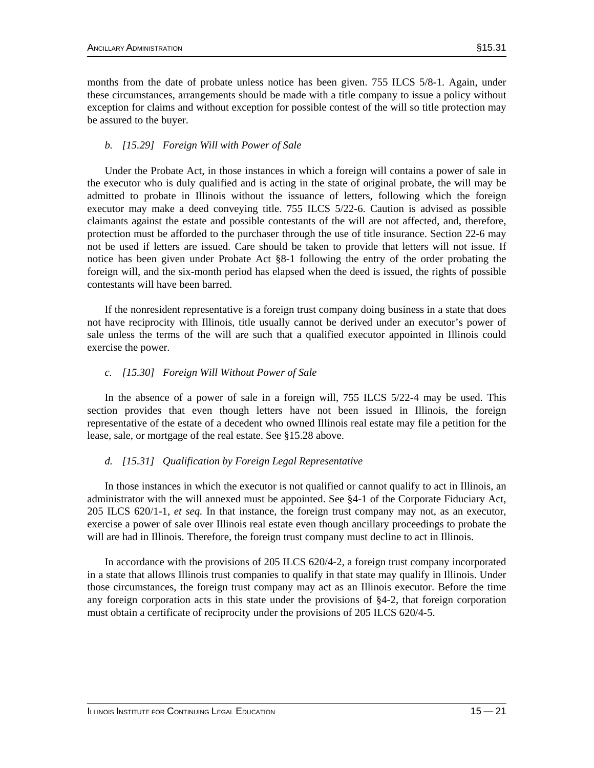months from the date of probate unless notice has been given. 755 ILCS 5/8-1. Again, under these circumstances, arrangements should be made with a title company to issue a policy without exception for claims and without exception for possible contest of the will so title protection may be assured to the buyer.

### *b. [15.29] Foreign Will with Power of Sale*

Under the Probate Act, in those instances in which a foreign will contains a power of sale in the executor who is duly qualified and is acting in the state of original probate, the will may be admitted to probate in Illinois without the issuance of letters, following which the foreign executor may make a deed conveying title. 755 ILCS 5/22-6. Caution is advised as possible claimants against the estate and possible contestants of the will are not affected, and, therefore, protection must be afforded to the purchaser through the use of title insurance. Section 22-6 may not be used if letters are issued. Care should be taken to provide that letters will not issue. If notice has been given under Probate Act §8-1 following the entry of the order probating the foreign will, and the six-month period has elapsed when the deed is issued, the rights of possible contestants will have been barred.

If the nonresident representative is a foreign trust company doing business in a state that does not have reciprocity with Illinois, title usually cannot be derived under an executor's power of sale unless the terms of the will are such that a qualified executor appointed in Illinois could exercise the power.

### *c. [15.30] Foreign Will Without Power of Sale*

In the absence of a power of sale in a foreign will, 755 ILCS 5/22-4 may be used. This section provides that even though letters have not been issued in Illinois, the foreign representative of the estate of a decedent who owned Illinois real estate may file a petition for the lease, sale, or mortgage of the real estate. See §15.28 above.

### *d. [15.31] Qualification by Foreign Legal Representative*

In those instances in which the executor is not qualified or cannot qualify to act in Illinois, an administrator with the will annexed must be appointed. See §4-1 of the Corporate Fiduciary Act, 205 ILCS 620/1-1, *et seq.* In that instance, the foreign trust company may not, as an executor, exercise a power of sale over Illinois real estate even though ancillary proceedings to probate the will are had in Illinois. Therefore, the foreign trust company must decline to act in Illinois.

In accordance with the provisions of 205 ILCS 620/4-2, a foreign trust company incorporated in a state that allows Illinois trust companies to qualify in that state may qualify in Illinois. Under those circumstances, the foreign trust company may act as an Illinois executor. Before the time any foreign corporation acts in this state under the provisions of §4-2, that foreign corporation must obtain a certificate of reciprocity under the provisions of 205 ILCS 620/4-5.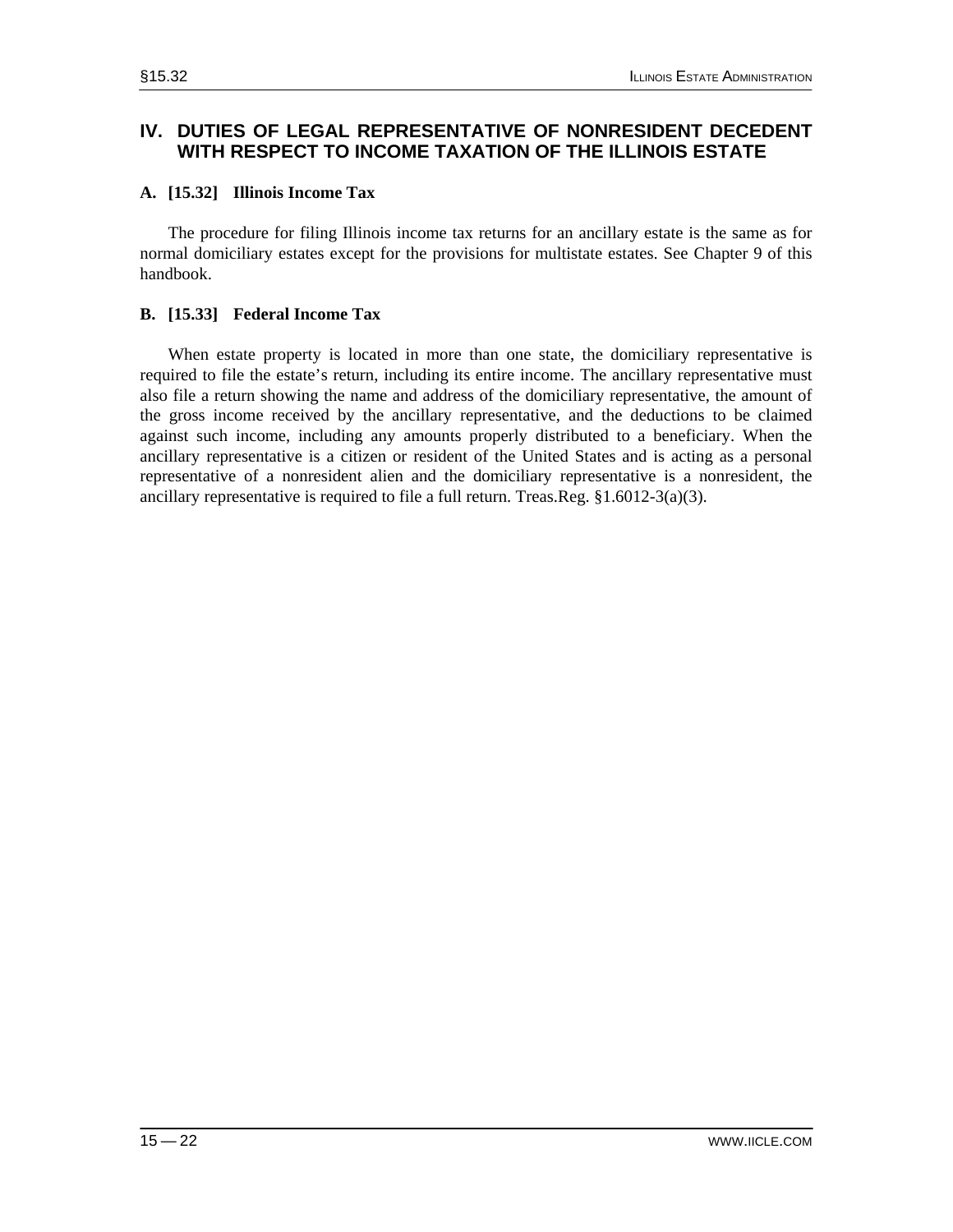## IV. DUTIES OF LEGAL REPRESENTATIVE OF NONRESIDENT DECEDENT WITH RESPECT TO INCOME TAXATION OF THE ILLINOIS ESTATE

### A. [15.32] Illinois Income Tax

The procedure for filing Illinois income tax returns for an ancillary estate is the same as for normal domiciliary estates except for the provisions for multistate estates. See Chapter 9 of this handbook.

### B. [15.33] Federal Income Tax

When estate property is located in more than one state, the domiciliary representative is required to file the estate's return, including its entire income. The ancillary representative must also file a return showing the name and address of the domiciliary representative, the amount of the gross income received by the ancillary representative, and the deductions to be claimed against such income, including any amounts properly distributed to a beneficiary. When the ancillary representative is a citizen or resident of the United States and is acting as a personal representative of a nonresident alien and the domiciliary representative is a nonresident, the ancillary representative is required to file a full return. Treas.Reg. §1.6012-3(a)(3).